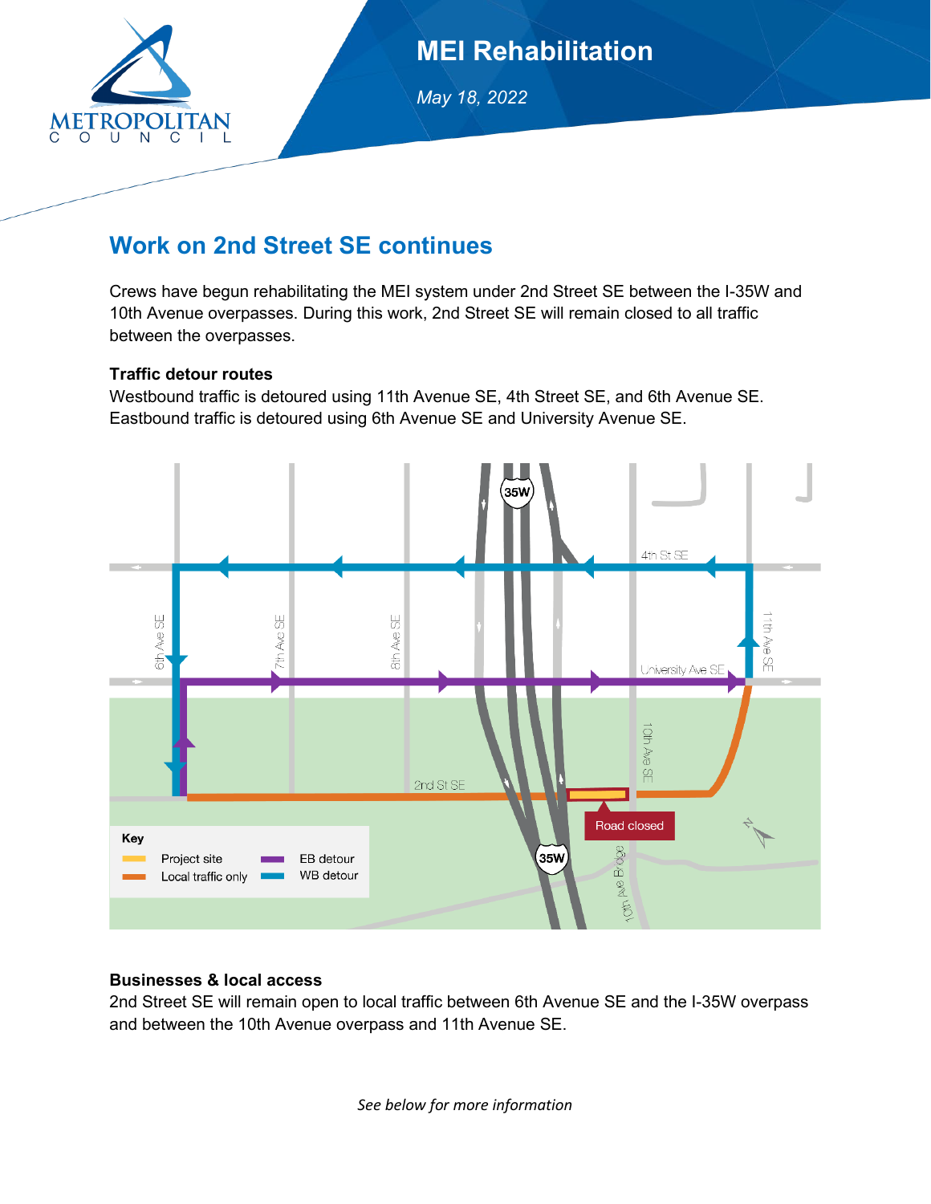# MEI Rehabilitation

*May 18, 2022*

## Work on 2nd Street SE continues

Crews have begun rehabilitating the MEI system under 2nd Street SE between the I-35W and 10th Avenue overpasses. During this work, 2nd Street SE will remain closed to all traffic between the overpasses.

### Traffic detour routes

Westbound traffic is detoured using 11th Avenue SE, 4th Street SE, and 6th Avenue SE. Eastbound traffic is detoured using 6th Avenue SE and University Avenue SE.

### Businesses & local access

2nd Street SE will remain open to local traffic between 6th Avenue SE and the I-35W overpass and between the 10th Avenue overpass and 11th Avenue SE.

*See below for more information*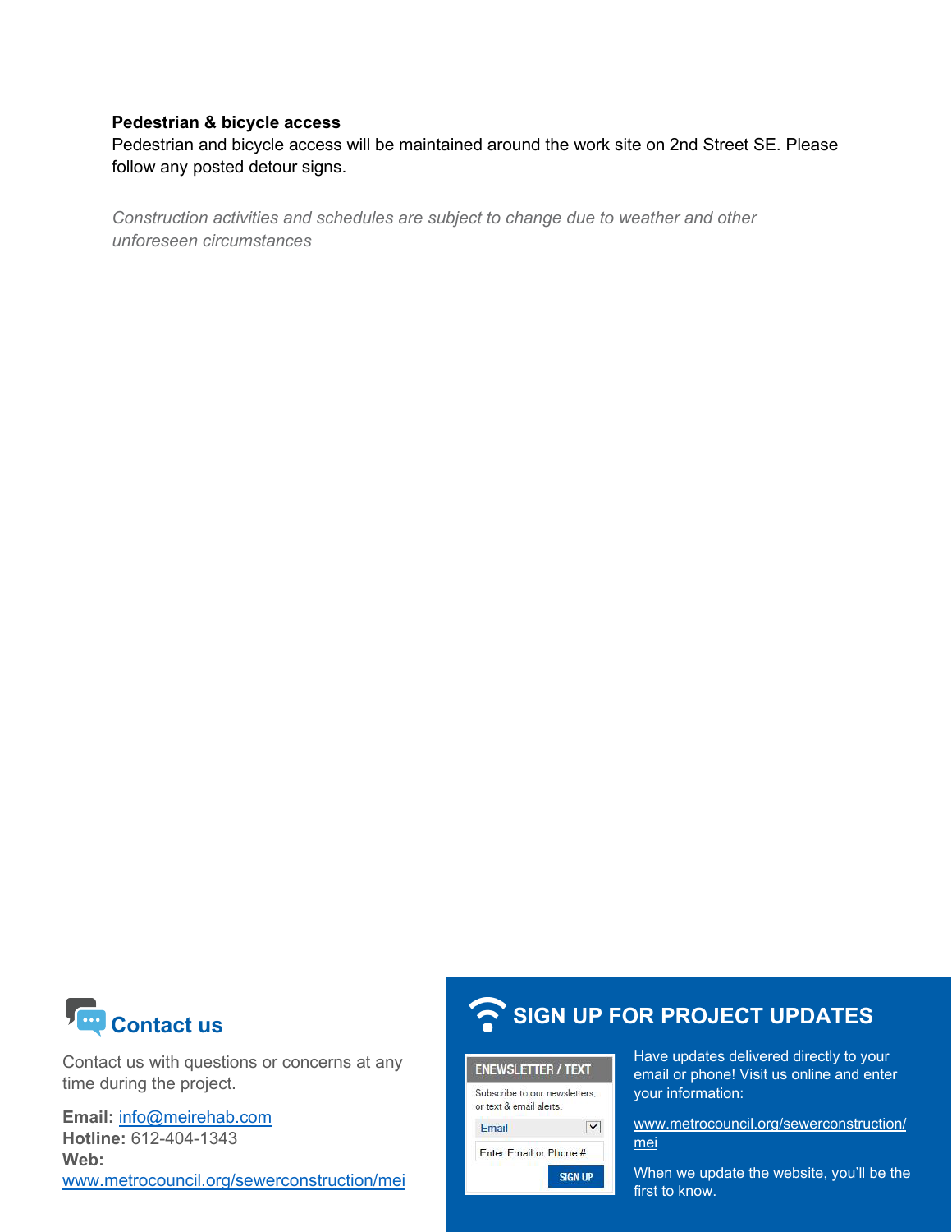**Pedestrian & bicycle access**

Pedestrian and bicycle access will be maintained around the work site on 2nd Street SE. Please follow any posted detour signs.

*Construction activities and schedules are subject to change due to weather and other unforeseen circumstances*

## Contact us

Contact us with questions or concerns at any time during the project.

**Email:** info@meirehab.com
**Hotline:** 612-404-1343
**Web:**
www.metrocouncil.org/sewerconstruction/mei

## SIGN UP FOR PROJECT UPDATES

ENEWSLETTER / TEXT

Subscribe to our newsletters, or text & email alerts.

Email

Enter Email or Phone #

SIGN UP

Have updates delivered directly to your email or phone! Visit us online and enter your information:

www.metrocouncil.org/sewerconstruction/mei

When we update the website, you'll be the first to know.